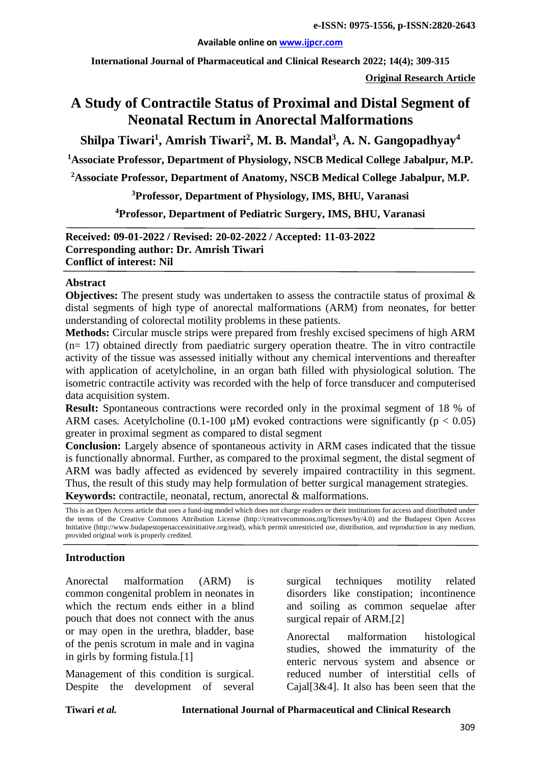**Original Research Article**

# A Study of Contractile Status of Proximal and Distal Segment of Neonatal Rectum in Anorectal Malformations

**Shilpa Tiwari[1], Amrish Tiwari[2], M. B. Mandal[3], A. N. Gangopadhyay[4]**

**[1]Associate Professor, Department of Physiology, NSCB Medical College Jabalpur, M.P.**

**[2]Associate Professor, Department of Anatomy, NSCB Medical College Jabalpur, M.P.**

**[3]Professor, Department of Physiology, IMS, BHU, Varanasi**

**[4]Professor, Department of Pediatric Surgery, IMS, BHU, Varanasi**

**Received: 09-01-2022 / Revised: 20-02-2022 / Accepted: 11-03-2022**
**Corresponding author: Dr. Amrish Tiwari**
**Conflict of interest: Nil**

## Abstract

**Objectives:** The present study was undertaken to assess the contractile status of proximal & distal segments of high type of anorectal malformations (ARM) from neonates, for better understanding of colorectal motility problems in these patients.

**Methods:** Circular muscle strips were prepared from freshly excised specimens of high ARM (n= 17) obtained directly from paediatric surgery operation theatre. The in vitro contractile activity of the tissue was assessed initially without any chemical interventions and thereafter with application of acetylcholine, in an organ bath filled with physiological solution. The isometric contractile activity was recorded with the help of force transducer and computerised data acquisition system.

**Result:** Spontaneous contractions were recorded only in the proximal segment of 18 % of ARM cases. Acetylcholine (0.1-100 µM) evoked contractions were significantly ($p < 0.05$) greater in proximal segment as compared to distal segment

**Conclusion:** Largely absence of spontaneous activity in ARM cases indicated that the tissue is functionally abnormal. Further, as compared to the proximal segment, the distal segment of ARM was badly affected as evidenced by severely impaired contractility in this segment. Thus, the result of this study may help formulation of better surgical management strategies.

**Keywords:** contractile, neonatal, rectum, anorectal & malformations.

This is an Open Access article that uses a fund-ing model which does not charge readers or their institutions for access and distributed under the terms of the Creative Commons Attribution License (http://creativecommons.org/licenses/by/4.0) and the Budapest Open Access Initiative (http://www.budapestopenaccessinitiative.org/read), which permit unrestricted use, distribution, and reproduction in any medium, provided original work is properly credited.

## Introduction

Anorectal malformation (ARM) is common congenital problem in neonates in which the rectum ends either in a blind pouch that does not connect with the anus or may open in the urethra, bladder, base of the penis scrotum in male and in vagina in girls by forming fistula.[1]

Management of this condition is surgical. Despite the development of several surgical techniques motility related disorders like constipation; incontinence and soiling as common sequelae after surgical repair of ARM.[2]

Anorectal malformation histological studies, showed the immaturity of the enteric nervous system and absence or reduced number of interstitial cells of Cajal[3&4]. It also has been seen that the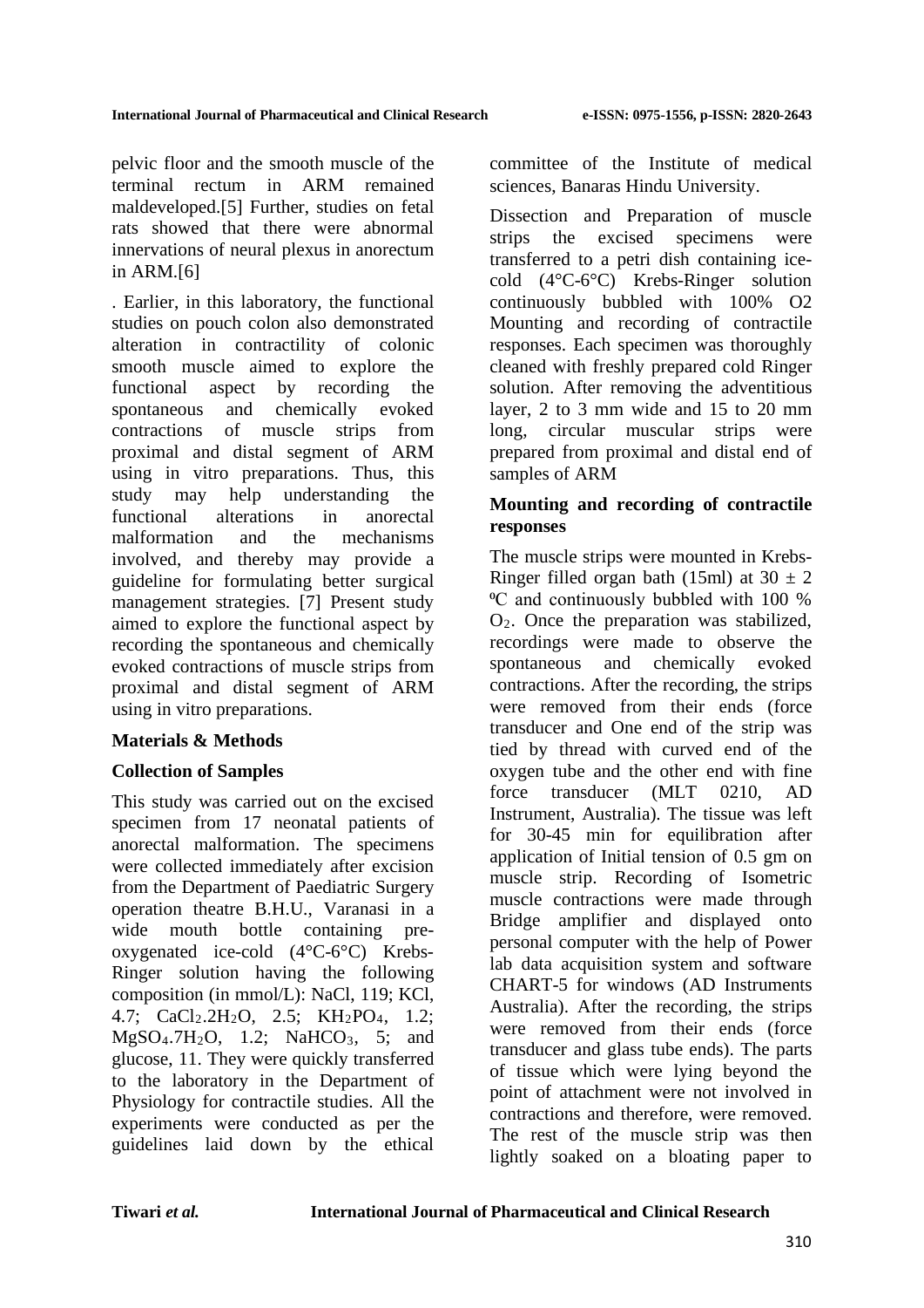pelvic floor and the smooth muscle of the terminal rectum in ARM remained maldeveloped.[5] Further, studies on fetal rats showed that there were abnormal innervations of neural plexus in anorectum in ARM.[6]

. Earlier, in this laboratory, the functional studies on pouch colon also demonstrated alteration in contractility of colonic smooth muscle aimed to explore the functional aspect by recording the spontaneous and chemically evoked contractions of muscle strips from proximal and distal segment of ARM using in vitro preparations. Thus, this study may help understanding the functional alterations in anorectal malformation and the mechanisms involved, and thereby may provide a guideline for formulating better surgical management strategies. [7] Present study aimed to explore the functional aspect by recording the spontaneous and chemically evoked contractions of muscle strips from proximal and distal segment of ARM using in vitro preparations.

## Materials & Methods

### Collection of Samples

This study was carried out on the excised specimen from 17 neonatal patients of anorectal malformation. The specimens were collected immediately after excision from the Department of Paediatric Surgery operation theatre B.H.U., Varanasi in a wide mouth bottle containing pre-oxygenated ice-cold (4°C-6°C) Krebs-Ringer solution having the following composition (in mmol/L): NaCl, 119; KCl, 4.7; $CaCl_2.2H_2O$, 2.5; $KH_2PO_4$, 1.2; $MgSO_4.7H_2O$, 1.2; $NaHCO_3$, 5; and glucose, 11. They were quickly transferred to the laboratory in the Department of Physiology for contractile studies. All the experiments were conducted as per the guidelines laid down by the ethical committee of the Institute of medical sciences, Banaras Hindu University.

Dissection and Preparation of muscle strips the excised specimens were transferred to a petri dish containing ice-cold (4°C-6°C) Krebs-Ringer solution continuously bubbled with 100% O2 Mounting and recording of contractile responses. Each specimen was thoroughly cleaned with freshly prepared cold Ringer solution. After removing the adventitious layer, 2 to 3 mm wide and 15 to 20 mm long, circular muscular strips were prepared from proximal and distal end of samples of ARM

### Mounting and recording of contractile responses

The muscle strips were mounted in Krebs-Ringer filled organ bath (15ml) at 30 ± 2 ºC and continuously bubbled with 100 % $O_2$. Once the preparation was stabilized, recordings were made to observe the spontaneous and chemically evoked contractions. After the recording, the strips were removed from their ends (force transducer and One end of the strip was tied by thread with curved end of the oxygen tube and the other end with fine force transducer (MLT 0210, AD Instrument, Australia). The tissue was left for 30-45 min for equilibration after application of Initial tension of 0.5 gm on muscle strip. Recording of Isometric muscle contractions were made through Bridge amplifier and displayed onto personal computer with the help of Power lab data acquisition system and software CHART-5 for windows (AD Instruments Australia). After the recording, the strips were removed from their ends (force transducer and glass tube ends). The parts of tissue which were lying beyond the point of attachment were not involved in contractions and therefore, were removed. The rest of the muscle strip was then lightly soaked on a bloating paper to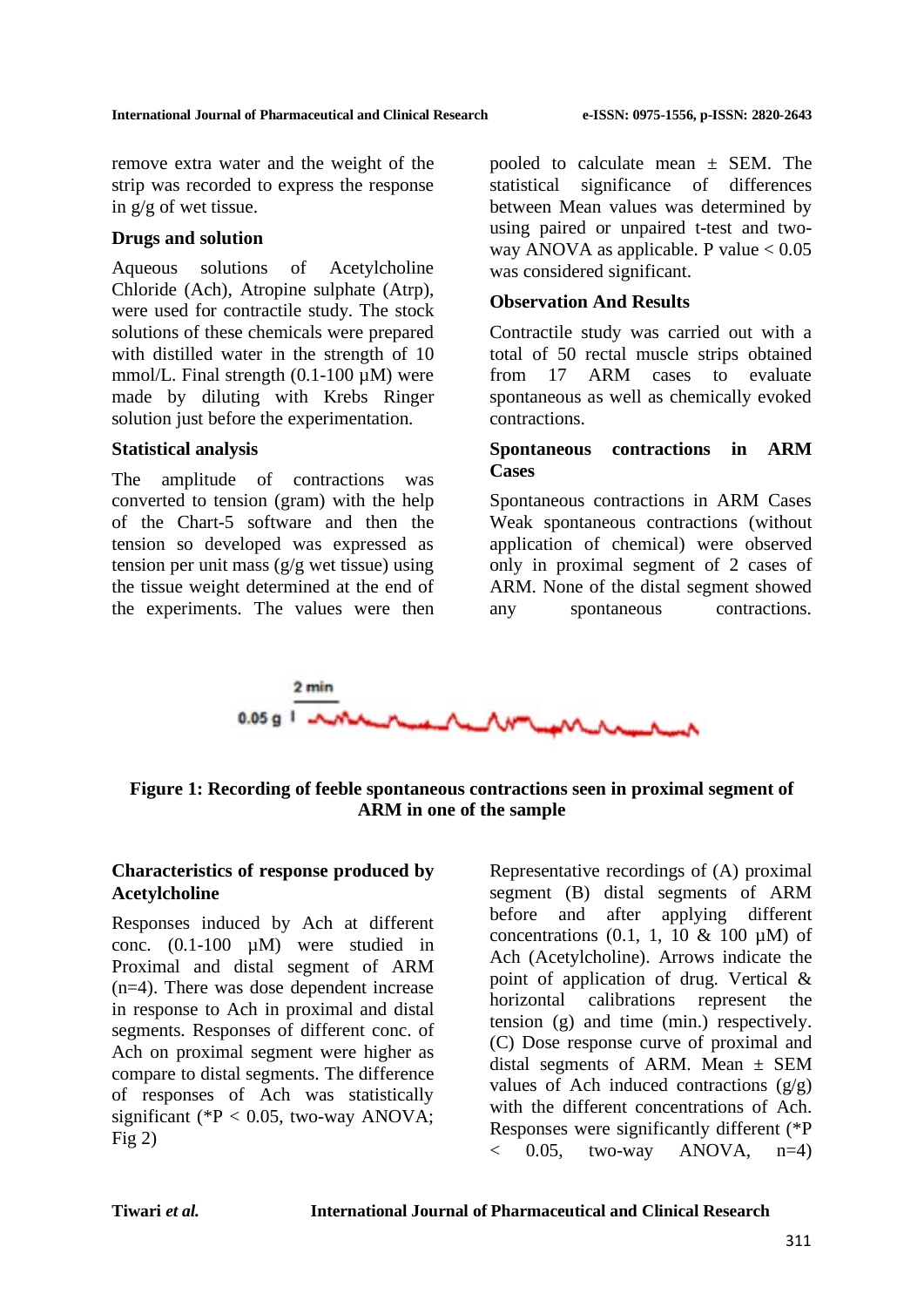remove extra water and the weight of the strip was recorded to express the response in g/g of wet tissue.

### Drugs and solution

Aqueous solutions of Acetylcholine Chloride (Ach), Atropine sulphate (Atrp), were used for contractile study. The stock solutions of these chemicals were prepared with distilled water in the strength of 10 mmol/L. Final strength (0.1-100 µM) were made by diluting with Krebs Ringer solution just before the experimentation.

### Statistical analysis

The amplitude of contractions was converted to tension (gram) with the help of the Chart-5 software and then the tension so developed was expressed as tension per unit mass (g/g wet tissue) using the tissue weight determined at the end of the experiments. The values were then pooled to calculate mean ± SEM. The statistical significance of differences between Mean values was determined by using paired or unpaired t-test and two-way ANOVA as applicable. P value $< 0.05$ was considered significant.

## Observation And Results

Contractile study was carried out with a total of 50 rectal muscle strips obtained from 17 ARM cases to evaluate spontaneous as well as chemically evoked contractions.

### Spontaneous contractions in ARM Cases

Spontaneous contractions in ARM Cases Weak spontaneous contractions (without application of chemical) were observed only in proximal segment of 2 cases of ARM. None of the distal segment showed any spontaneous contractions.

**Figure 1: Recording of feeble spontaneous contractions seen in proximal segment of ARM in one of the sample**

### Characteristics of response produced by Acetylcholine

Responses induced by Ach at different conc. (0.1-100 µM) were studied in Proximal and distal segment of ARM (n=4). There was dose dependent increase in response to Ach in proximal and distal segments. Responses of different conc. of Ach on proximal segment were higher as compare to distal segments. The difference of responses of Ach was statistically significant (*P $< 0.05$, two-way ANOVA; Fig 2)

Representative recordings of (A) proximal segment (B) distal segments of ARM before and after applying different concentrations (0.1, 1, 10 & 100 µM) of Ach (Acetylcholine). Arrows indicate the point of application of drug. Vertical & horizontal calibrations represent the tension (g) and time (min.) respectively. (C) Dose response curve of proximal and distal segments of ARM. Mean ± SEM values of Ach induced contractions (g/g) with the different concentrations of Ach. Responses were significantly different (*P $< 0.05$, two-way ANOVA, n=4)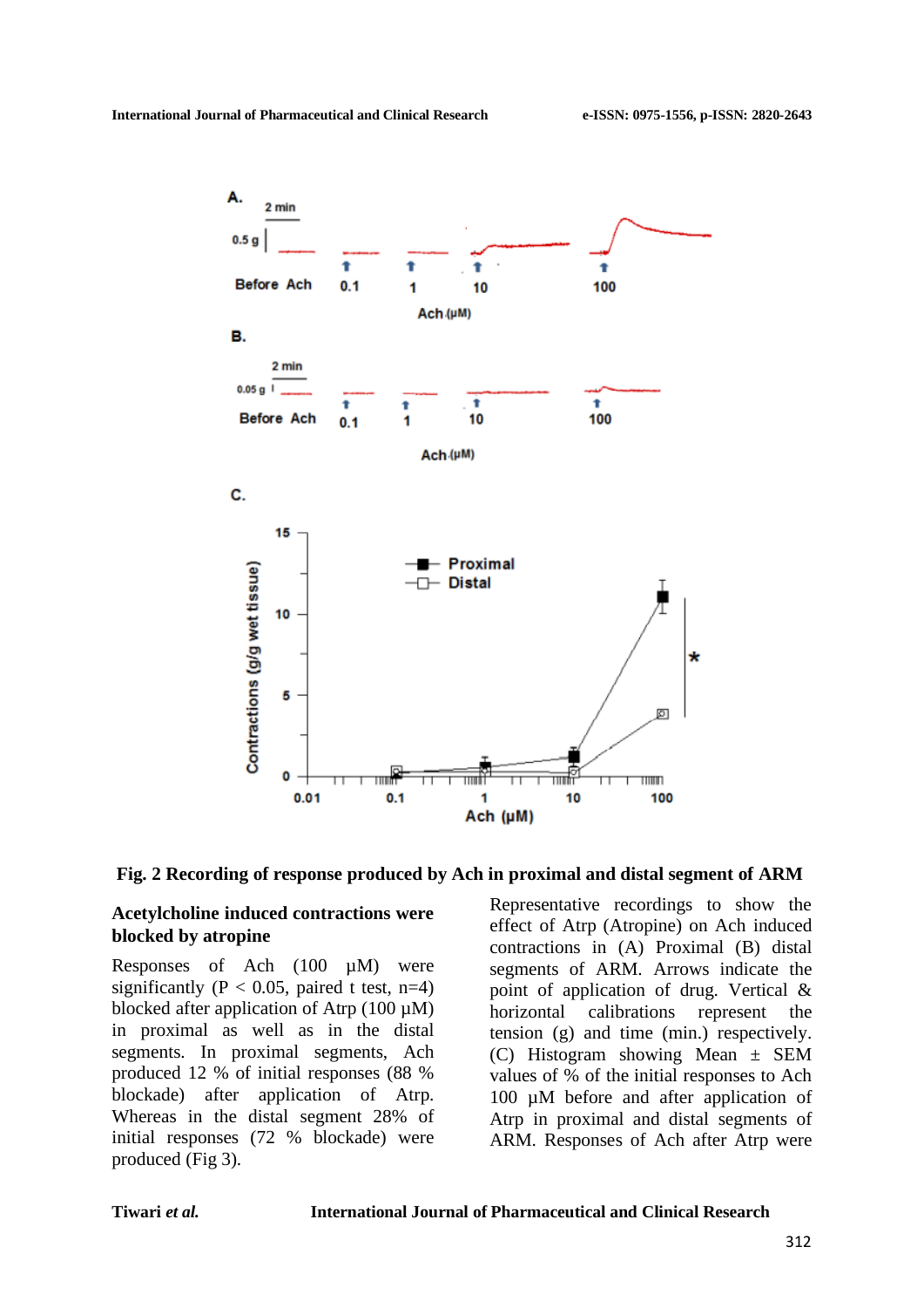**Fig. 2 Recording of response produced by Ach in proximal and distal segment of ARM**

### Acetylcholine induced contractions were blocked by atropine

Responses of Ach (100 µM) were significantly ($P < 0.05$, paired t test, n=4) blocked after application of Atrp (100 µM) in proximal as well as in the distal segments. In proximal segments, Ach produced 12 % of initial responses (88 % blockade) after application of Atrp. Whereas in the distal segment 28% of initial responses (72 % blockade) were produced (Fig 3).

Representative recordings to show the effect of Atrp (Atropine) on Ach induced contractions in (A) Proximal (B) distal segments of ARM. Arrows indicate the point of application of drug. Vertical & horizontal calibrations represent the tension (g) and time (min.) respectively. (C) Histogram showing Mean ± SEM values of % of the initial responses to Ach 100 µM before and after application of Atrp in proximal and distal segments of ARM. Responses of Ach after Atrp were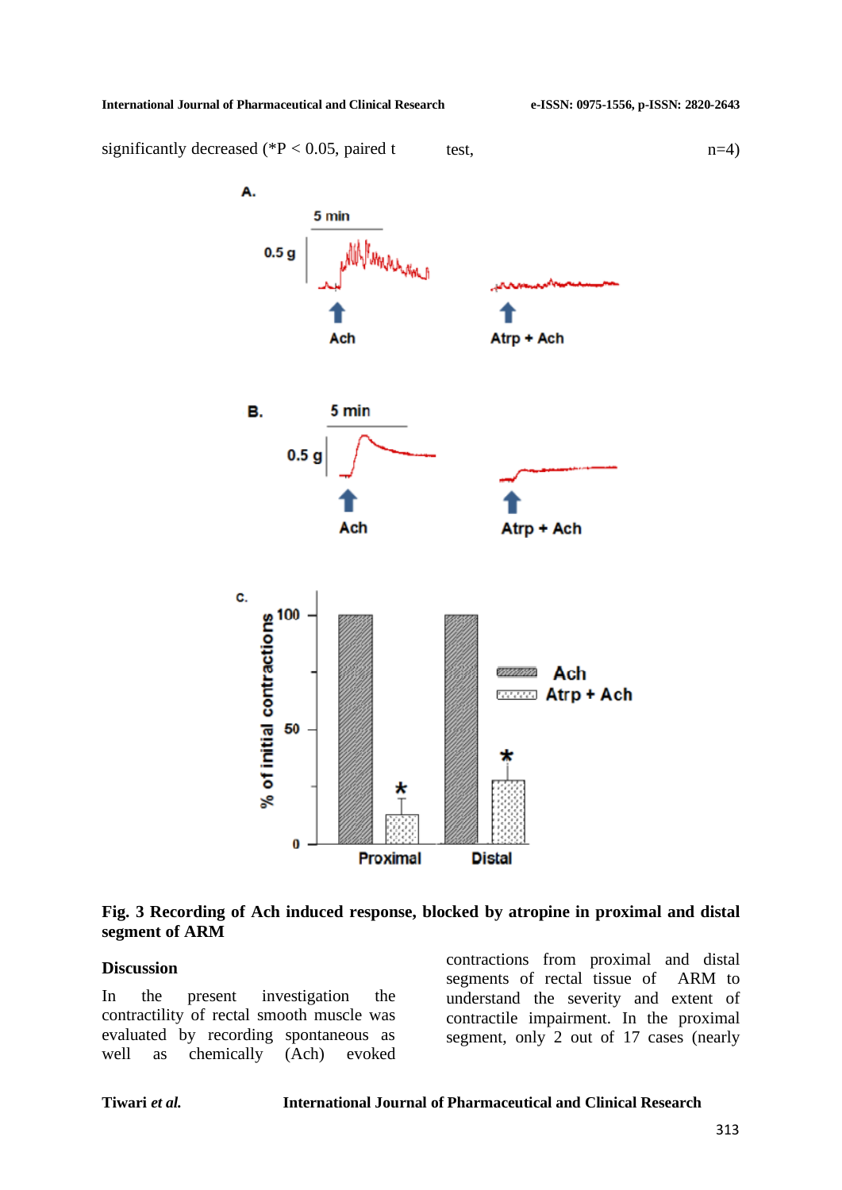significantly decreased (*P < 0.05, paired t test, n=4)

**Fig. 3 Recording of Ach induced response, blocked by atropine in proximal and distal segment of ARM**

## Discussion

In the present investigation the contractility of rectal smooth muscle was evaluated by recording spontaneous as well as chemically (Ach) evoked contractions from proximal and distal segments of rectal tissue of ARM to understand the severity and extent of contractile impairment. In the proximal segment, only 2 out of 17 cases (nearly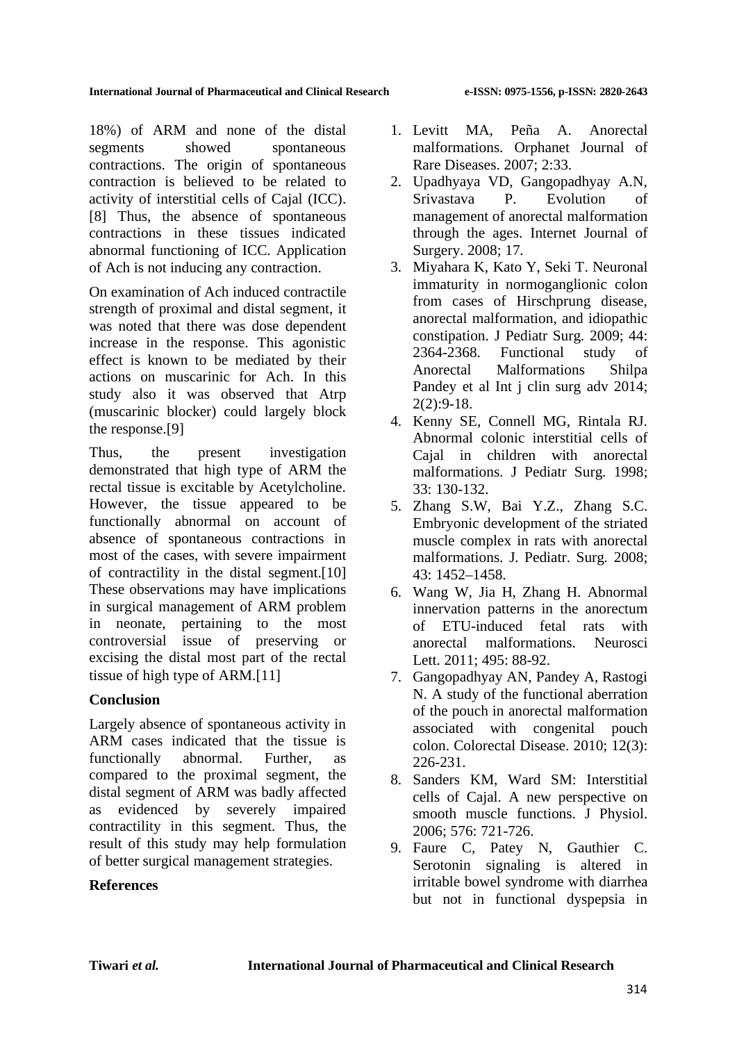18%) of ARM and none of the distal segments showed spontaneous contractions. The origin of spontaneous contraction is believed to be related to activity of interstitial cells of Cajal (ICC).[8] Thus, the absence of spontaneous contractions in these tissues indicated abnormal functioning of ICC. Application of Ach is not inducing any contraction.

On examination of Ach induced contractile strength of proximal and distal segment, it was noted that there was dose dependent increase in the response. This agonistic effect is known to be mediated by their actions on muscarinic for Ach. In this study also it was observed that Atrp (muscarinic blocker) could largely block the response.[9]

Thus, the present investigation demonstrated that high type of ARM the rectal tissue is excitable by Acetylcholine. However, the tissue appeared to be functionally abnormal on account of absence of spontaneous contractions in most of the cases, with severe impairment of contractility in the distal segment.[10] These observations may have implications in surgical management of ARM problem in neonate, pertaining to the most controversial issue of preserving or excising the distal most part of the rectal tissue of high type of ARM.[11]

## Conclusion

Largely absence of spontaneous activity in ARM cases indicated that the tissue is functionally abnormal. Further, as compared to the proximal segment, the distal segment of ARM was badly affected as evidenced by severely impaired contractility in this segment. Thus, the result of this study may help formulation of better surgical management strategies.

## References

1. Levitt MA, Peña A. Anorectal malformations. Orphanet Journal of Rare Diseases. 2007; 2:33.
2. Upadhyaya VD, Gangopadhyay A.N, Srivastava P. Evolution of management of anorectal malformation through the ages. Internet Journal of Surgery. 2008; 17.
3. Miyahara K, Kato Y, Seki T. Neuronal immaturity in normoganglionic colon from cases of Hirschprung disease, anorectal malformation, and idiopathic constipation. J Pediatr Surg. 2009; 44: 2364-2368. Functional study of Anorectal Malformations Shilpa Pandey et al Int j clin surg adv 2014; 2(2):9-18.
4. Kenny SE, Connell MG, Rintala RJ. Abnormal colonic interstitial cells of Cajal in children with anorectal malformations. J Pediatr Surg. 1998; 33: 130-132.
5. Zhang S.W, Bai Y.Z., Zhang S.C. Embryonic development of the striated muscle complex in rats with anorectal malformations. J. Pediatr. Surg. 2008; 43: 1452–1458.
6. Wang W, Jia H, Zhang H. Abnormal innervation patterns in the anorectum of ETU-induced fetal rats with anorectal malformations. Neurosci Lett. 2011; 495: 88-92.
7. Gangopadhyay AN, Pandey A, Rastogi N. A study of the functional aberration of the pouch in anorectal malformation associated with congenital pouch colon. Colorectal Disease. 2010; 12(3): 226-231.
8. Sanders KM, Ward SM: Interstitial cells of Cajal. A new perspective on smooth muscle functions. J Physiol. 2006; 576: 721-726.
9. Faure C, Patey N, Gauthier C. Serotonin signaling is altered in irritable bowel syndrome with diarrhea but not in functional dyspepsia in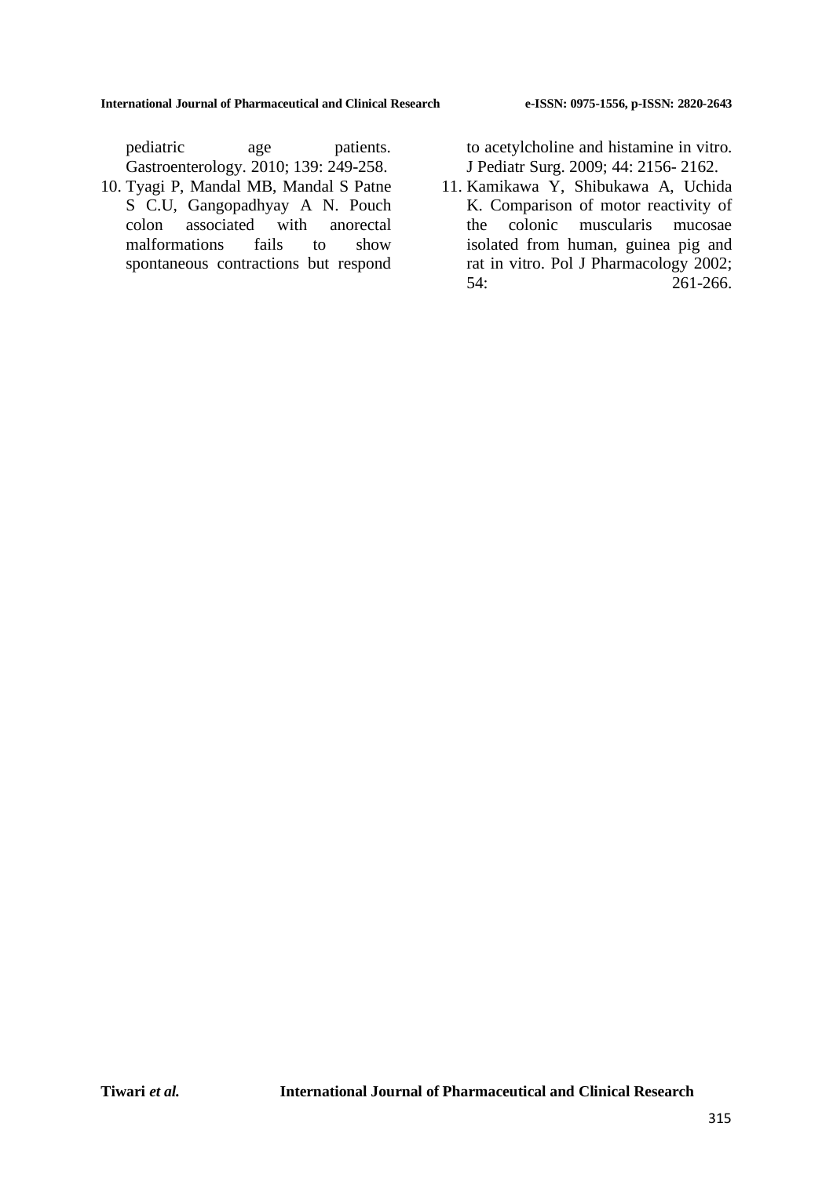pediatric age patients. Gastroenterology. 2010; 139: 249-258.

10. Tyagi P, Mandal MB, Mandal S Patne S C.U, Gangopadhyay A N. Pouch colon associated with anorectal malformations fails to show spontaneous contractions but respond to acetylcholine and histamine in vitro. J Pediatr Surg. 2009; 44: 2156- 2162.
11. Kamikawa Y, Shibukawa A, Uchida K. Comparison of motor reactivity of the colonic muscularis mucosae isolated from human, guinea pig and rat in vitro. Pol J Pharmacology 2002; 54: 261-266.